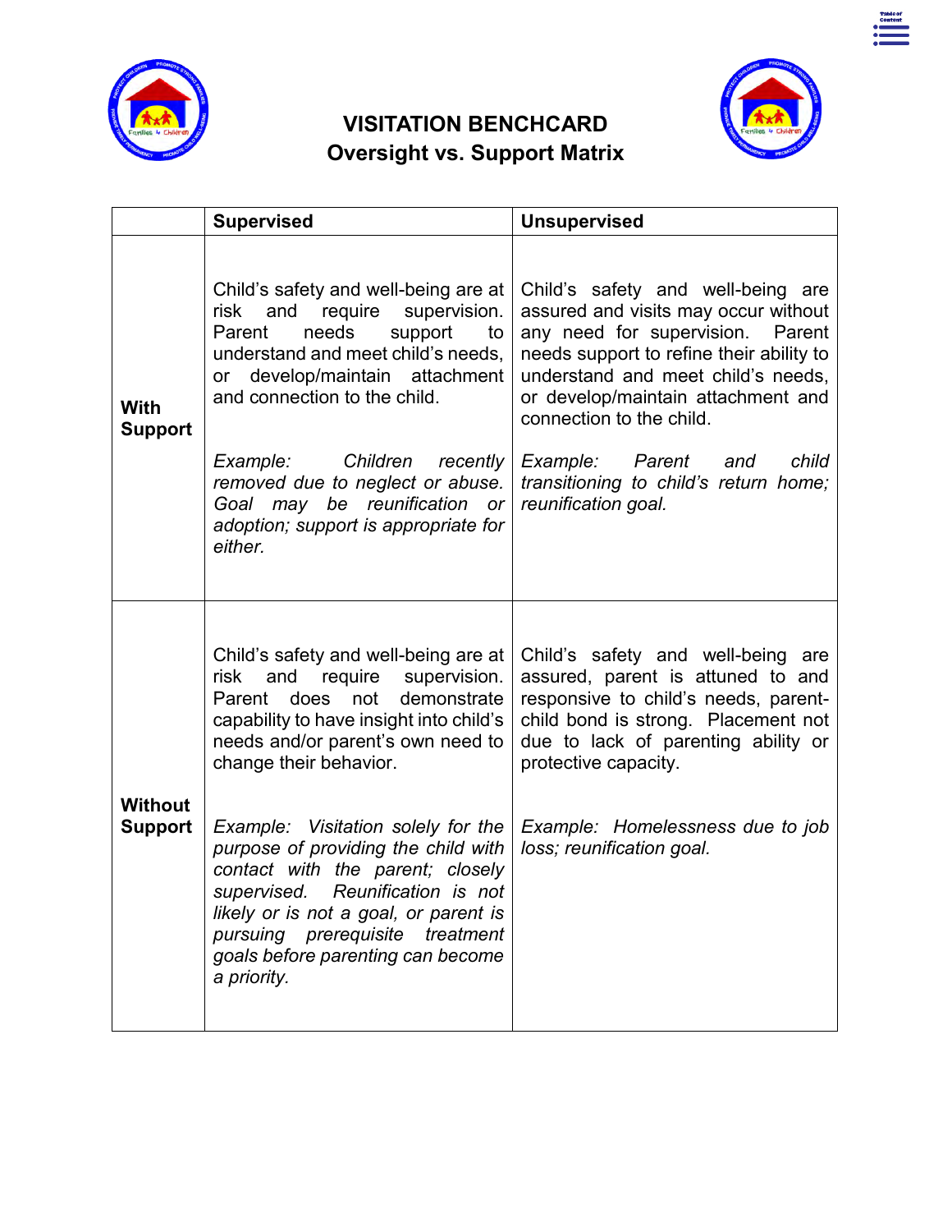# VISITATION BENCHCARD
## Oversight vs. Support Matrix

| | Supervised | Unsupervised |
|---|---|---|
| **With Support** | Child's safety and well-being are at risk and require supervision. Parent needs support to understand and meet child's needs, or develop/maintain attachment and connection to the child.<br><br>*Example: Children recently removed due to neglect or abuse. Goal may be reunification or adoption; support is appropriate for either.* | Child's safety and well-being are assured and visits may occur without any need for supervision. Parent needs support to refine their ability to understand and meet child's needs, or develop/maintain attachment and connection to the child.<br><br>*Example: Parent and child transitioning to child's return home; reunification goal.* |
| **Without Support** | Child's safety and well-being are at risk and require supervision. Parent does not demonstrate capability to have insight into child's needs and/or parent's own need to change their behavior.<br><br>*Example: Visitation solely for the purpose of providing the child with contact with the parent; closely supervised. Reunification is not likely or is not a goal, or parent is pursuing prerequisite treatment goals before parenting can become a priority.* | Child's safety and well-being are assured, parent is attuned to and responsive to child's needs, parent-child bond is strong. Placement not due to lack of parenting ability or protective capacity.<br><br>*Example: Homelessness due to job loss; reunification goal.* |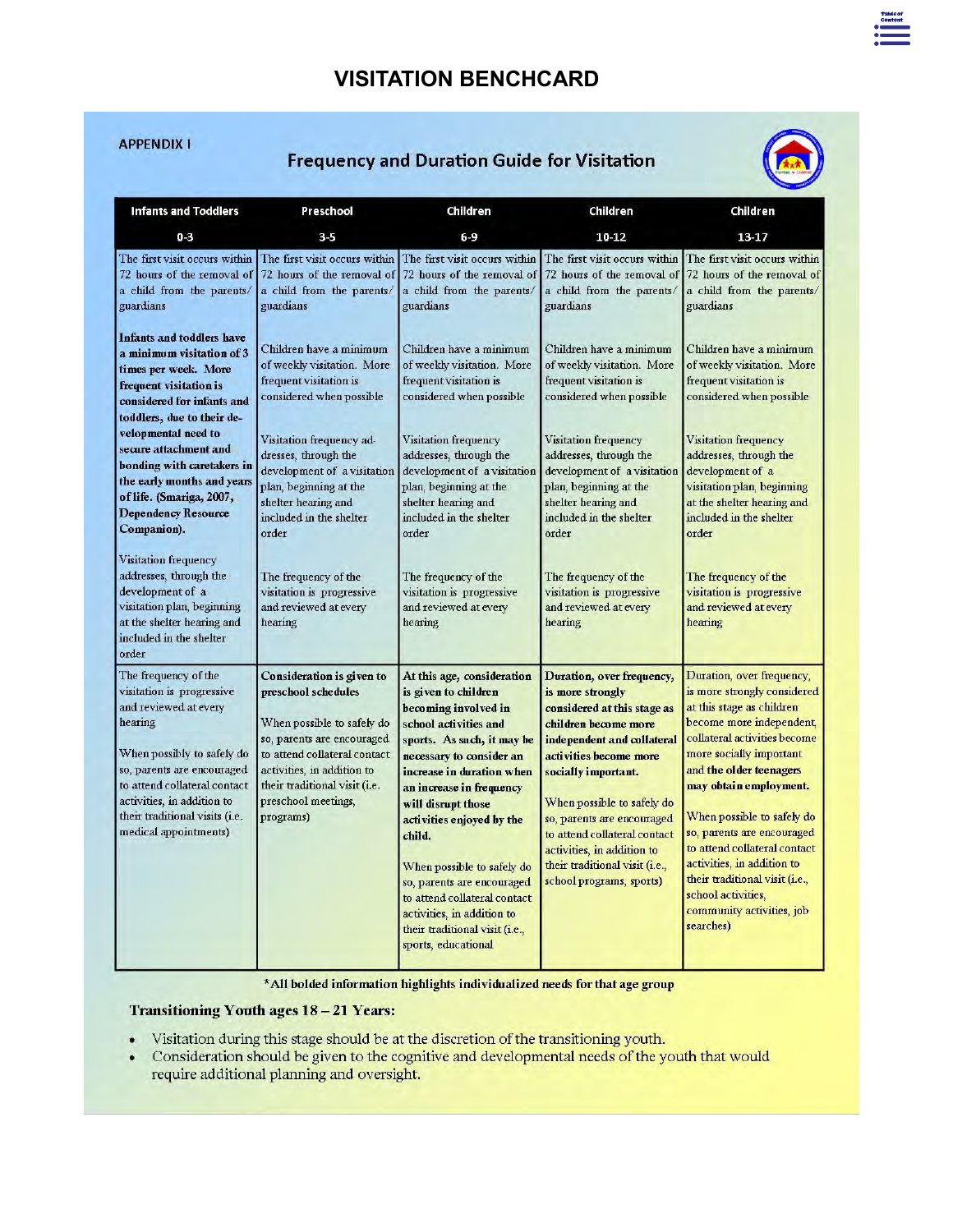# VISITATION BENCHCARD

APPENDIX I

## Frequency and Duration Guide for Visitation

| Infants and Toddlers 0-3 | Preschool 3-5 | Children 6-9 | Children 10-12 | Children 13-17 |
|---|---|---|---|---|
| The first visit occurs within 72 hours of the removal of a child from the parents/ guardians<br><br>**Infants and toddlers have a minimum visitation of 3 times per week. More frequent visitation is considered for infants and toddlers, due to their developmental need to secure attachment and bonding with caretakers in the early months and years of life. (Smariga, 2007, Dependency Resource Companion).**<br><br>Visitation frequency addresses, through the development of a visitation plan, beginning at the shelter hearing and included in the shelter order | The first visit occurs within 72 hours of the removal of a child from the parents/ guardians<br><br>Children have a minimum of weekly visitation. More frequent visitation is considered when possible<br><br>Visitation frequency addresses, through the development of a visitation plan, beginning at the shelter hearing and included in the shelter order<br><br>The frequency of the visitation is progressive and reviewed at every hearing | The first visit occurs within 72 hours of the removal of a child from the parents/ guardians<br><br>Children have a minimum of weekly visitation. More frequent visitation is considered when possible<br><br>Visitation frequency addresses, through the development of a visitation plan, beginning at the shelter hearing and included in the shelter order<br><br>The frequency of the visitation is progressive and reviewed at every hearing | The first visit occurs within 72 hours of the removal of a child from the parents/ guardians<br><br>Children have a minimum of weekly visitation. More frequent visitation is considered when possible<br><br>Visitation frequency addresses, through the development of a visitation plan, beginning at the shelter hearing and included in the shelter order<br><br>The frequency of the visitation is progressive and reviewed at every hearing | The first visit occurs within 72 hours of the removal of a child from the parents/ guardians<br><br>Children have a minimum of weekly visitation. More frequent visitation is considered when possible<br><br>Visitation frequency addresses, through the development of a visitation plan, beginning at the shelter hearing and included in the shelter order<br><br>The frequency of the visitation is progressive and reviewed at every hearing |
| The frequency of the visitation is progressive and reviewed at every hearing<br><br>When possibly to safely do so, parents are encouraged to attend collateral contact activities, in addition to their traditional visits (i.e. medical appointments) | **Consideration is given to preschool schedules**<br><br>When possible to safely do so, parents are encouraged to attend collateral contact activities, in addition to their traditional (i.e. preschool meetings, programs) | **At this age, consideration is given to children becoming involved in school activities and sports. As such, it may be necessary to consider an increase in duration when an increase in frequency will disrupt those activities enjoyed by the child.**<br><br>When possible to safely do so, parents are encouraged to attend collateral contact activities, in addition to their traditional visit (i.e., sports, educational | **Duration, over frequency, is more strongly considered at this stage as children become more independent and collateral activities become more socially important.**<br><br>When possible to safely do so, parents are encouraged to attend collateral contact activities, in addition to their traditional visit (i.e., school programs, sports) | Duration, over frequency, is more strongly considered at this stage as children become more independent, collateral activities become more socially important and **the older teenagers may obtain employment.**<br><br>When possible to safely do so, parents are encouraged to attend collateral contact activities, in addition to their traditional visit (i.e., school activities, community activities, job searches) |

*All bolded information highlights individualized needs for that age group

**Transitioning Youth ages 18 – 21 Years:**

- Visitation during this stage should be at the discretion of the transitioning youth.
- Consideration should be given to the cognitive and developmental needs of the youth that would require additional planning and oversight.